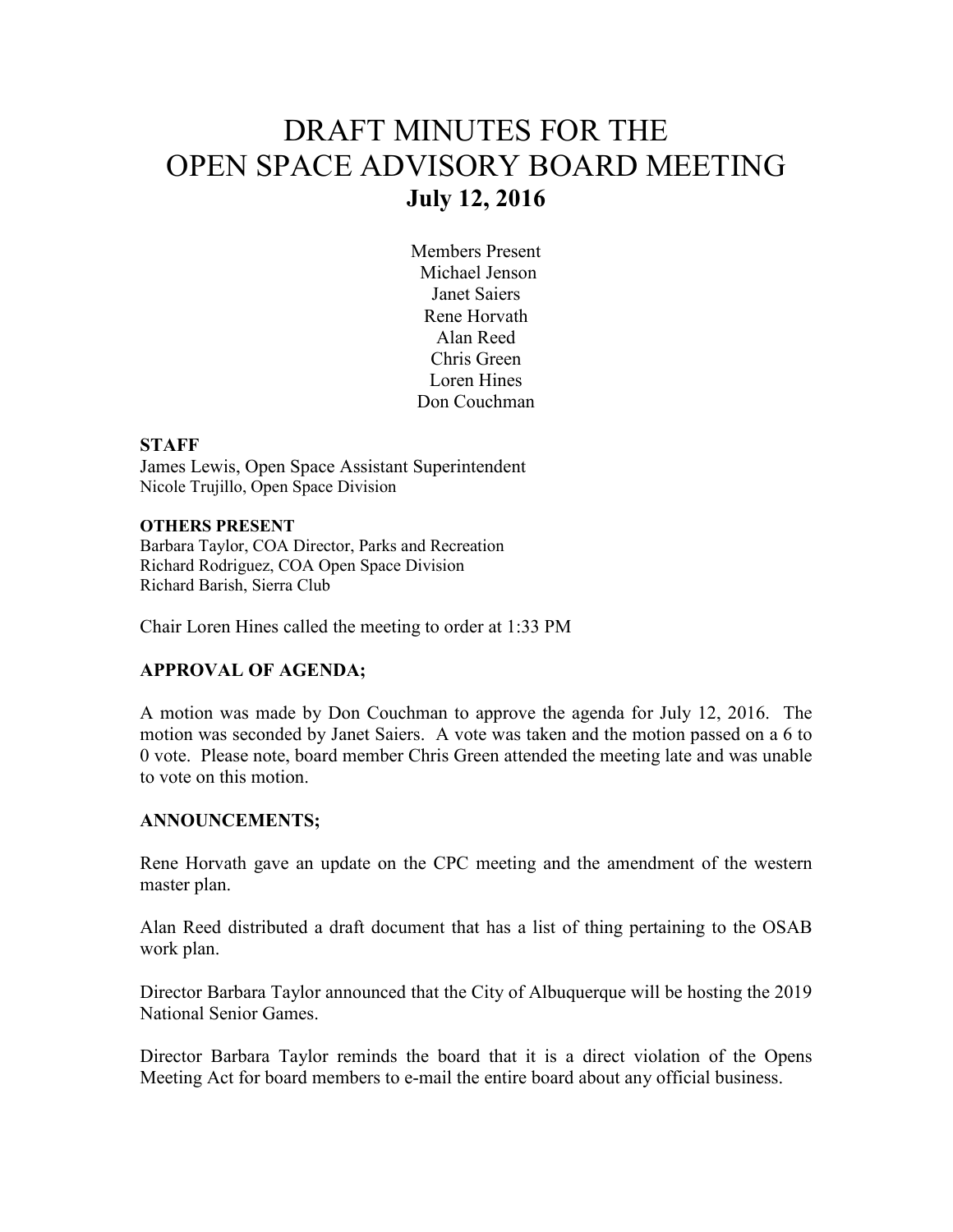# DRAFT MINUTES FOR THE OPEN SPACE ADVISORY BOARD MEETING

## July 12, 2016

Members Present
Michael Jenson
Janet Saiers
Rene Horvath
Alan Reed
Chris Green
Loren Hines
Don Couchman

**STAFF**
James Lewis, Open Space Assistant Superintendent
Nicole Trujillo, Open Space Division

**OTHERS PRESENT**
Barbara Taylor, COA Director, Parks and Recreation
Richard Rodriguez, COA Open Space Division
Richard Barish, Sierra Club

Chair Loren Hines called the meeting to order at 1:33 PM

**APPROVAL OF AGENDA;**

A motion was made by Don Couchman to approve the agenda for July 12, 2016. The motion was seconded by Janet Saiers. A vote was taken and the motion passed on a 6 to 0 vote. Please note, board member Chris Green attended the meeting late and was unable to vote on this motion.

**ANNOUNCEMENTS;**

Rene Horvath gave an update on the CPC meeting and the amendment of the western master plan.

Alan Reed distributed a draft document that has a list of thing pertaining to the OSAB work plan.

Director Barbara Taylor announced that the City of Albuquerque will be hosting the 2019 National Senior Games.

Director Barbara Taylor reminds the board that it is a direct violation of the Opens Meeting Act for board members to e-mail the entire board about any official business.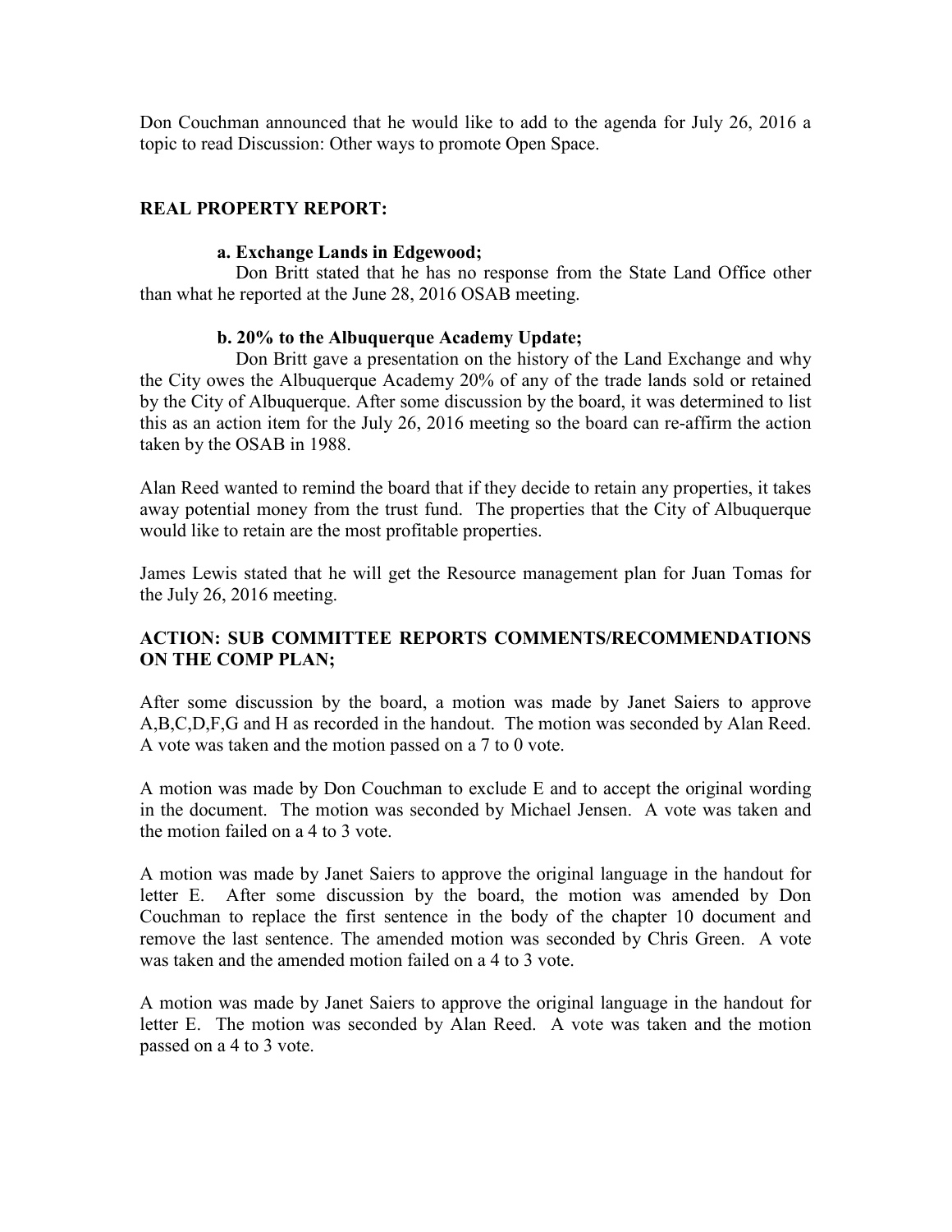Don Couchman announced that he would like to add to the agenda for July 26, 2016 a topic to read Discussion: Other ways to promote Open Space.

## REAL PROPERTY REPORT:

### a. Exchange Lands in Edgewood;

Don Britt stated that he has no response from the State Land Office other than what he reported at the June 28, 2016 OSAB meeting.

### b. 20% to the Albuquerque Academy Update;

Don Britt gave a presentation on the history of the Land Exchange and why the City owes the Albuquerque Academy 20% of any of the trade lands sold or retained by the City of Albuquerque. After some discussion by the board, it was determined to list this as an action item for the July 26, 2016 meeting so the board can re-affirm the action taken by the OSAB in 1988.

Alan Reed wanted to remind the board that if they decide to retain any properties, it takes away potential money from the trust fund. The properties that the City of Albuquerque would like to retain are the most profitable properties.

James Lewis stated that he will get the Resource management plan for Juan Tomas for the July 26, 2016 meeting.

## ACTION: SUB COMMITTEE REPORTS COMMENTS/RECOMMENDATIONS ON THE COMP PLAN;

After some discussion by the board, a motion was made by Janet Saiers to approve A,B,C,D,F,G and H as recorded in the handout. The motion was seconded by Alan Reed. A vote was taken and the motion passed on a 7 to 0 vote.

A motion was made by Don Couchman to exclude E and to accept the original wording in the document. The motion was seconded by Michael Jensen. A vote was taken and the motion failed on a 4 to 3 vote.

A motion was made by Janet Saiers to approve the original language in the handout for letter E. After some discussion by the board, the motion was amended by Don Couchman to replace the first sentence in the body of the chapter 10 document and remove the last sentence. The amended motion was seconded by Chris Green. A vote was taken and the amended motion failed on a 4 to 3 vote.

A motion was made by Janet Saiers to approve the original language in the handout for letter E. The motion was seconded by Alan Reed. A vote was taken and the motion passed on a 4 to 3 vote.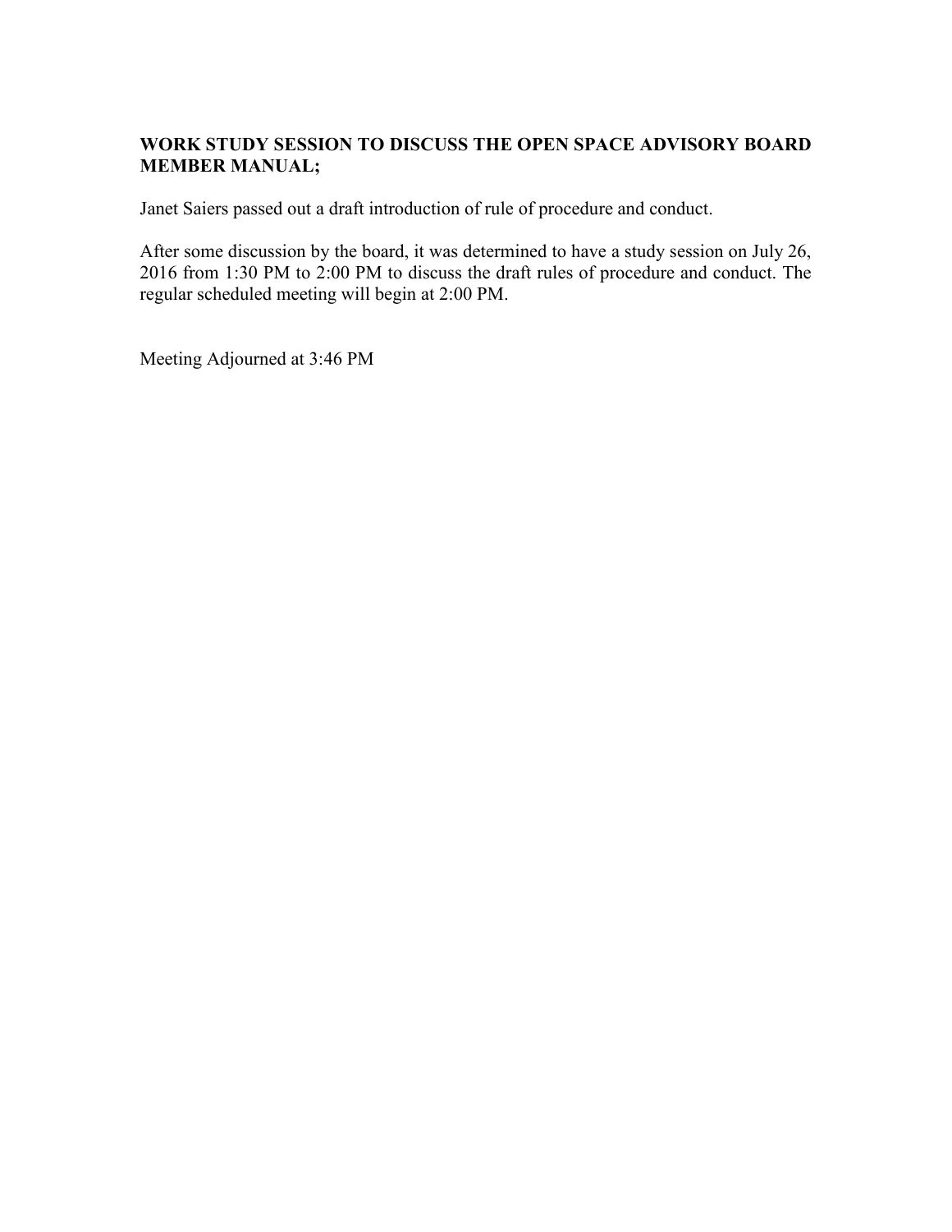**WORK STUDY SESSION TO DISCUSS THE OPEN SPACE ADVISORY BOARD MEMBER MANUAL;**

Janet Saiers passed out a draft introduction of rule of procedure and conduct.

After some discussion by the board, it was determined to have a study session on July 26, 2016 from 1:30 PM to 2:00 PM to discuss the draft rules of procedure and conduct. The regular scheduled meeting will begin at 2:00 PM.

Meeting Adjourned at 3:46 PM